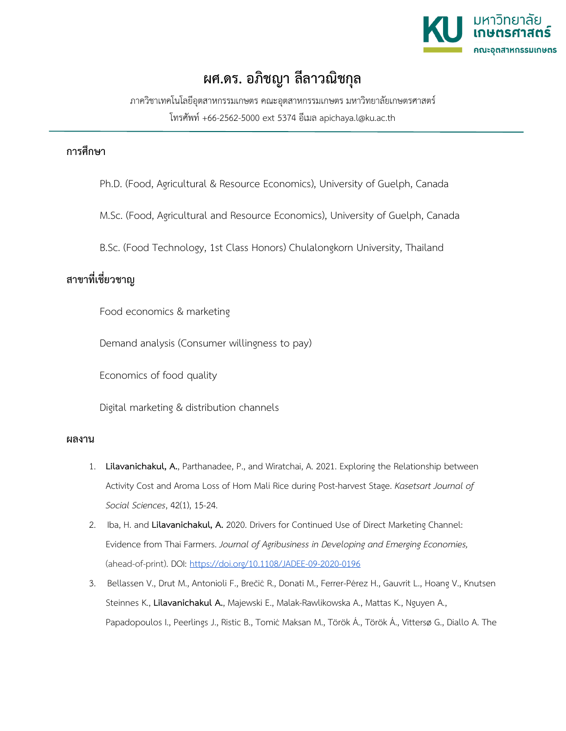# ผศ.ดร. อภิชญา ลีลาวณิชกุล

ภาควิชาเทคโนโลยีอุตสาหกรรมเกษตร คณะอุตสาหกรรมเกษตร มหาวิทยาลัยเกษตรศาสตร์

โทรศัพท์ +66-2562-5000 ext 5374 อีเมล apichaya.l@ku.ac.th

## การศึกษา

Ph.D. (Food, Agricultural & Resource Economics), University of Guelph, Canada

M.Sc. (Food, Agricultural and Resource Economics), University of Guelph, Canada

B.Sc. (Food Technology, 1st Class Honors) Chulalongkorn University, Thailand

## สาขาที่เชี่ยวชาญ

Food economics & marketing

Demand analysis (Consumer willingness to pay)

Economics of food quality

Digital marketing & distribution channels

## ผลงาน

1. **Lilavanichakul, A.**, Parthanadee, P., and Wiratchai, A. 2021. Exploring the Relationship between Activity Cost and Aroma Loss of Hom Mali Rice during Post-harvest Stage. *Kasetsart Journal of Social Sciences*, 42(1), 15-24.
2. Iba, H. and **Lilavanichakul, A.** 2020. Drivers for Continued Use of Direct Marketing Channel: Evidence from Thai Farmers. *Journal of Agribusiness in Developing and Emerging Economies,* (ahead-of-print). DOI: https://doi.org/10.1108/JADEE-09-2020-0196
3. Bellassen V., Drut M., Antonioli F., Brečić R., Donati M., Ferrer-Pérez H., Gauvrit L., Hoang V., Knutsen Steinnes K., **Lilavanichakul A.**, Majewski E., Malak-Rawlikowska A., Mattas K., Nguyen A., Papadopoulos I., Peerlings J., Ristic B., Tomić Maksan M., Török Á., Török Á., Vittersø G., Diallo A. The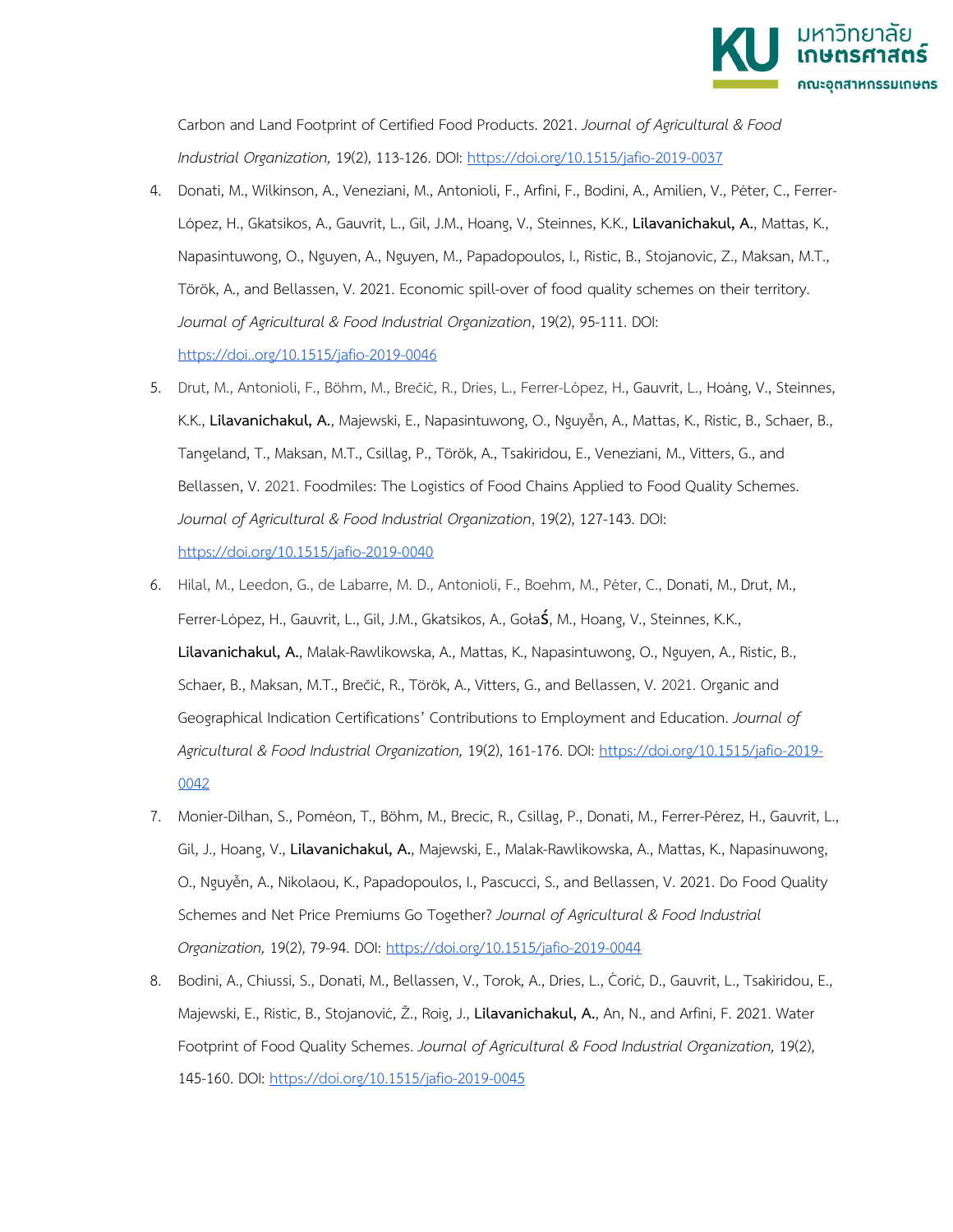Carbon and Land Footprint of Certified Food Products. 2021. *Journal of Agricultural & Food Industrial Organization,* 19(2), 113-126. DOI: [https://doi.org/10.1515/jafio-2019-0037](https://doi.org/10.1515/jafio-2019-0037)

4. Donati, M., Wilkinson, A., Veneziani, M., Antonioli, F., Arfini, F., Bodini, A., Amilien, V., Péter, C., Ferrer-López, H., Gkatsikos, A., Gauvrit, L., Gil, J.M., Hoang, V., Steinnes, K.K., **Lilavanichakul, A.**, Mattas, K., Napasintuwong, O., Nguyen, A., Nguyen, M., Papadopoulos, I., Ristic, B., Stojanovic, Z., Maksan, M.T., Török, A., and Bellassen, V. 2021. Economic spill-over of food quality schemes on their territory. *Journal of Agricultural & Food Industrial Organization*, 19(2), 95-111. DOI: [https://doi..org/10.1515/jafio-2019-0046](https://doi..org/10.1515/jafio-2019-0046)

5. Drut, M., Antonioli, F., Böhm, M., Brečić, R., Dries, L., Ferrer-López, H., Gauvrit, L., Hoàng, V., Steinnes, K.K., **Lilavanichakul, A.**, Majewski, E., Napasintuwong, O., Nguyễn, A., Mattas, K., Ristic, B., Schaer, B., Tangeland, T., Maksan, M.T., Csillag, P., Török, A., Tsakiridou, E., Veneziani, M., Vitters, G., and Bellassen, V. 2021. Foodmiles: The Logistics of Food Chains Applied to Food Quality Schemes. *Journal of Agricultural & Food Industrial Organization*, 19(2), 127-143. DOI: [https://doi.org/10.1515/jafio-2019-0040](https://doi.org/10.1515/jafio-2019-0040)

6. Hilal, M., Leedon, G., de Labarre, M. D., Antonioli, F., Boehm, M., Péter, C., Donati, M., Drut, M., Ferrer-López, H., Gauvrit, L., Gil, J.M., Gkatsikos, A., GołaŚ, M., Hoang, V., Steinnes, K.K., **Lilavanichakul, A.**, Malak-Rawlikowska, A., Mattas, K., Napasintuwong, O., Nguyen, A., Ristic, B., Schaer, B., Maksan, M.T., Brečić, R., Török, A., Vitters, G., and Bellassen, V. 2021. Organic and Geographical Indication Certifications' Contributions to Employment and Education. *Journal of Agricultural & Food Industrial Organization,* 19(2), 161-176. DOI: [https://doi.org/10.1515/jafio-2019-0042](https://doi.org/10.1515/jafio-2019-0042)

7. Monier-Dilhan, S., Poméon, T., Böhm, M., Brecic, R., Csillag, P., Donati, M., Ferrer-Pérez, H., Gauvrit, L., Gil, J., Hoang, V., **Lilavanichakul, A.**, Majewski, E., Malak-Rawlikowska, A., Mattas, K., Napasinuwong, O., Nguyễn, A., Nikolaou, K., Papadopoulos, I., Pascucci, S., and Bellassen, V. 2021. Do Food Quality Schemes and Net Price Premiums Go Together? *Journal of Agricultural & Food Industrial Organization,* 19(2), 79-94. DOI: [https://doi.org/10.1515/jafio-2019-0044](https://doi.org/10.1515/jafio-2019-0044)

8. Bodini, A., Chiussi, S., Donati, M., Bellassen, V., Torok, A., Dries, L., Ćorić, D., Gauvrit, L., Tsakiridou, E., Majewski, E., Ristic, B., Stojanović, Ž., Roig, J., **Lilavanichakul, A.**, An, N., and Arfini, F. 2021. Water Footprint of Food Quality Schemes. *Journal of Agricultural & Food Industrial Organization,* 19(2), 145-160. DOI: [https://doi.org/10.1515/jafio-2019-0045](https://doi.org/10.1515/jafio-2019-0045)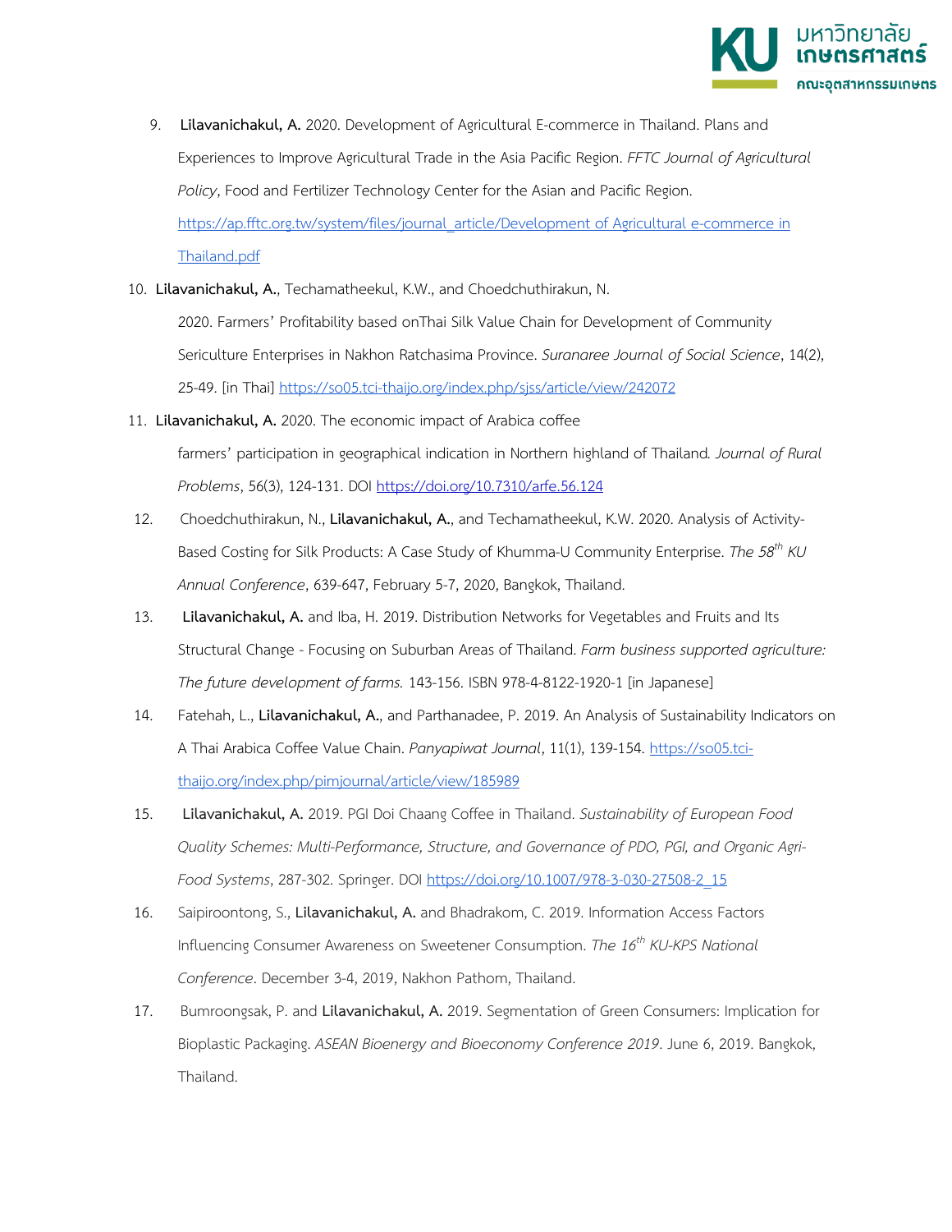9. **Lilavanichakul, A.** 2020. Development of Agricultural E-commerce in Thailand. Plans and Experiences to Improve Agricultural Trade in the Asia Pacific Region. *FFTC Journal of Agricultural Policy*, Food and Fertilizer Technology Center for the Asian and Pacific Region. [https://ap.fftc.org.tw/system/files/journal_article/Development of Agricultural e-commerce in Thailand.pdf](https://ap.fftc.org.tw/system/files/journal_article/Development of Agricultural e-commerce in Thailand.pdf)

10. **Lilavanichakul, A.**, Techamatheekul, K.W., and Choedchuthirakun, N. 2020. Farmers' Profitability based onThai Silk Value Chain for Development of Community Sericulture Enterprises in Nakhon Ratchasima Province. *Suranaree Journal of Social Science*, 14(2), 25-49. [in Thai] https://so05.tci-thaijo.org/index.php/sjss/article/view/242072

11. **Lilavanichakul, A.** 2020. The economic impact of Arabica coffee farmers' participation in geographical indication in Northern highland of Thailand*. Journal of Rural Problems*, 56(3), 124-131. DOI https://doi.org/10.7310/arfe.56.124

12. Choedchuthirakun, N., **Lilavanichakul, A.**, and Techamatheekul, K.W. 2020. Analysis of Activity-Based Costing for Silk Products: A Case Study of Khumma-U Community Enterprise. *The 58th KU Annual Conference*, 639-647, February 5-7, 2020, Bangkok, Thailand.

13. **Lilavanichakul, A.** and Iba, H. 2019. Distribution Networks for Vegetables and Fruits and Its Structural Change - Focusing on Suburban Areas of Thailand. *Farm business supported agriculture: The future development of farms.* 143-156. ISBN 978-4-8122-1920-1 [in Japanese]

14. Fatehah, L., **Lilavanichakul, A.**, and Parthanadee, P. 2019. An Analysis of Sustainability Indicators on A Thai Arabica Coffee Value Chain. *Panyapiwat Journal*, 11(1), 139-154. https://so05.tci-thaijo.org/index.php/pimjournal/article/view/185989

15. **Lilavanichakul, A.** 2019. PGI Doi Chaang Coffee in Thailand. *Sustainability of European Food Quality Schemes: Multi-Performance, Structure, and Governance of PDO, PGI, and Organic Agri-Food Systems*, 287-302. Springer. DOI https://doi.org/10.1007/978-3-030-27508-2_15

16. Saipiroontong, S., **Lilavanichakul, A.** and Bhadrakom, C. 2019. Information Access Factors Influencing Consumer Awareness on Sweetener Consumption. *The 16th KU-KPS National Conference*. December 3-4, 2019, Nakhon Pathom, Thailand.

17. Bumroongsak, P. and **Lilavanichakul, A.** 2019. Segmentation of Green Consumers: Implication for Bioplastic Packaging. *ASEAN Bioenergy and Bioeconomy Conference 2019*. June 6, 2019. Bangkok, Thailand.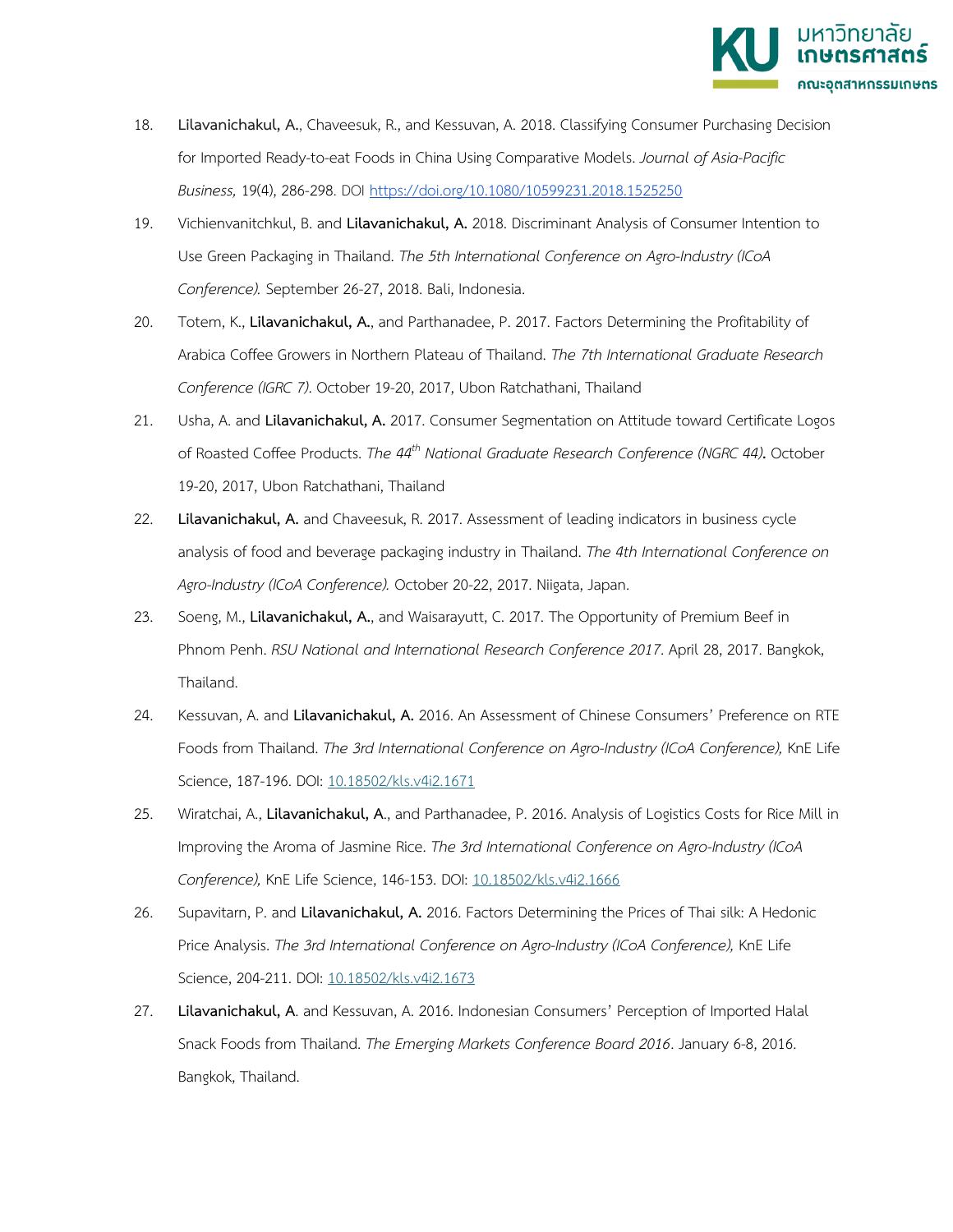18. **Lilavanichakul, A.**, Chaveesuk, R., and Kessuvan, A. 2018. Classifying Consumer Purchasing Decision for Imported Ready-to-eat Foods in China Using Comparative Models. *Journal of Asia-Pacific Business,* 19(4), 286-298. DOI https://doi.org/10.1080/10599231.2018.1525250

19. Vichienvanitchkul, B. and **Lilavanichakul, A.** 2018. Discriminant Analysis of Consumer Intention to Use Green Packaging in Thailand. *The 5th International Conference on Agro-Industry (ICoA Conference).* September 26-27, 2018. Bali, Indonesia.

20. Totem, K., **Lilavanichakul, A.**, and Parthanadee, P. 2017. Factors Determining the Profitability of Arabica Coffee Growers in Northern Plateau of Thailand. *The 7th International Graduate Research Conference (IGRC 7)*. October 19-20, 2017, Ubon Ratchathani, Thailand

21. Usha, A. and **Lilavanichakul, A.** 2017. Consumer Segmentation on Attitude toward Certificate Logos of Roasted Coffee Products. *The 44th National Graduate Research Conference (NGRC 44)***.** October 19-20, 2017, Ubon Ratchathani, Thailand

22. **Lilavanichakul, A.** and Chaveesuk, R. 2017. Assessment of leading indicators in business cycle analysis of food and beverage packaging industry in Thailand. *The 4th International Conference on Agro-Industry (ICoA Conference).* October 20-22, 2017. Niigata, Japan.

23. Soeng, M., **Lilavanichakul, A.**, and Waisarayutt, C. 2017. The Opportunity of Premium Beef in Phnom Penh. *RSU National and International Research Conference 2017*. April 28, 2017. Bangkok, Thailand.

24. Kessuvan, A. and **Lilavanichakul, A.** 2016. An Assessment of Chinese Consumers' Preference on RTE Foods from Thailand. *The 3rd International Conference on Agro-Industry (ICoA Conference),* KnE Life Science, 187-196. DOI: 10.18502/kls.v4i2.1671

25. Wiratchai, A., **Lilavanichakul, A**., and Parthanadee, P. 2016. Analysis of Logistics Costs for Rice Mill in Improving the Aroma of Jasmine Rice. *The 3rd International Conference on Agro-Industry (ICoA Conference),* KnE Life Science, 146-153. DOI: 10.18502/kls.v4i2.1666

26. Supavitarn, P. and **Lilavanichakul, A.** 2016. Factors Determining the Prices of Thai silk: A Hedonic Price Analysis. *The 3rd International Conference on Agro-Industry (ICoA Conference),* KnE Life Science, 204-211. DOI: 10.18502/kls.v4i2.1673

27. **Lilavanichakul, A**. and Kessuvan, A. 2016. Indonesian Consumers' Perception of Imported Halal Snack Foods from Thailand. *The Emerging Markets Conference Board 2016*. January 6-8, 2016. Bangkok, Thailand.